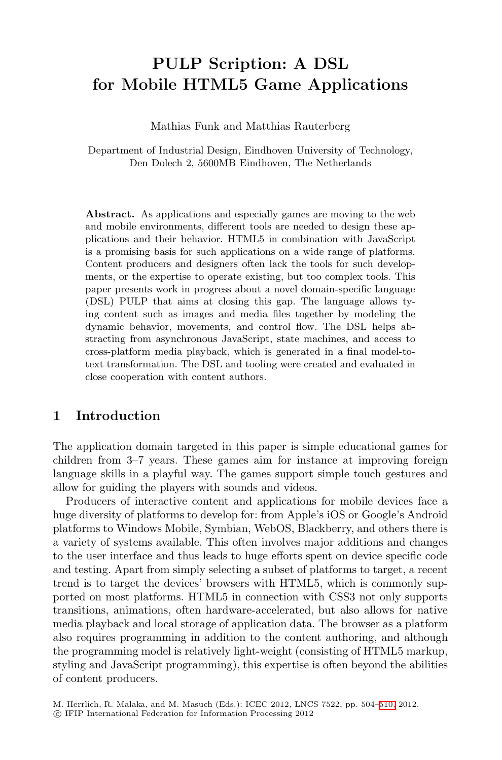# PULP Scription: A DSL for Mobile HTML5 Game Applications

Mathias Funk and Matthias Rauterberg

Department of Industrial Design, Eindhoven University of Technology, Den Dolech 2, 5600MB Eindhoven, The Netherlands

**Abstract.** As applications and especially games are moving to the web and mobile environments, different tools are needed to design these applications and their behavior. HTML5 in combination with JavaScript is a promising basis for such applications on a wide range of platforms. Content producers and designers often lack the tools for such developments, or the expertise to operate existing, but too complex tools. This paper presents work in progress about a novel domain-specific language (DSL) PULP that aims at closing this gap. The language allows tying content such as images and media files together by modeling the dynamic behavior, movements, and control flow. The DSL helps abstracting from asynchronous JavaScript, state machines, and access to cross-platform media playback, which is generated in a final model-to-text transformation. The DSL and tooling were created and evaluated in close cooperation with content authors.

## 1 Introduction

The application domain targeted in this paper is simple educational games for children from 3–7 years. These games aim for instance at improving foreign language skills in a playful way. The games support simple touch gestures and allow for guiding the players with sounds and videos.

Producers of interactive content and applications for mobile devices face a huge diversity of platforms to develop for: from Apple's iOS or Google's Android platforms to Windows Mobile, Symbian, WebOS, Blackberry, and others there is a variety of systems available. This often involves major additions and changes to the user interface and thus leads to huge efforts spent on device specific code and testing. Apart from simply selecting a subset of platforms to target, a recent trend is to target the devices' browsers with HTML5, which is commonly supported on most platforms. HTML5 in connection with CSS3 not only supports transitions, animations, often hardware-accelerated, but also allows for native media playback and local storage of application data. The browser as a platform also requires programming in addition to the content authoring, and although the programming model is relatively light-weight (consisting of HTML5 markup, styling and JavaScript programming), this expertise is often beyond the abilities of content producers.

M. Herrlich, R. Malaka, and M. Masuch (Eds.): ICEC 2012, LNCS 7522, pp. 504–510, 2012.
© IFIP International Federation for Information Processing 2012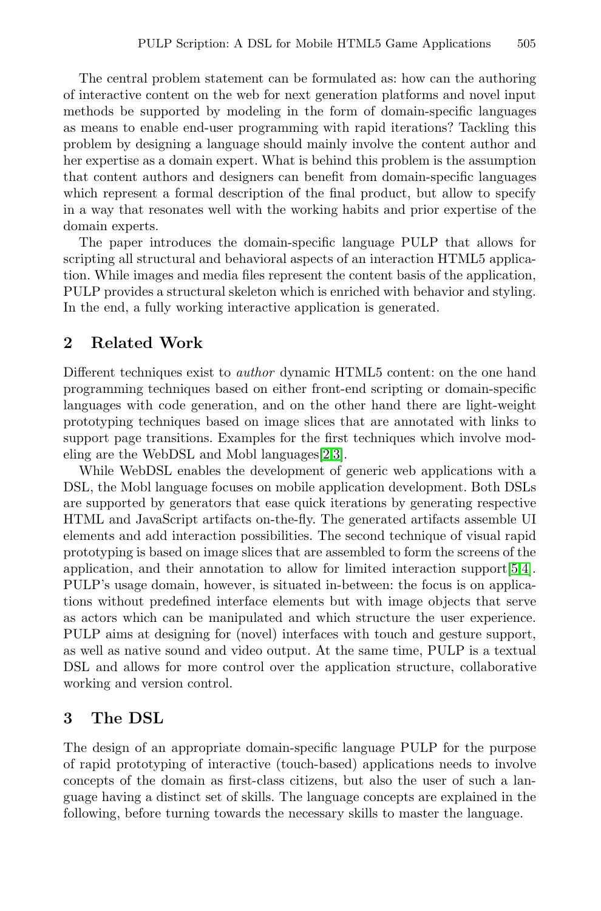The central problem statement can be formulated as: how can the authoring of interactive content on the web for next generation platforms and novel input methods be supported by modeling in the form of domain-specific languages as means to enable end-user programming with rapid iterations? Tackling this problem by designing a language should mainly involve the content author and her expertise as a domain expert. What is behind this problem is the assumption that content authors and designers can benefit from domain-specific languages which represent a formal description of the final product, but allow to specify in a way that resonates well with the working habits and prior expertise of the domain experts.

The paper introduces the domain-specific language PULP that allows for scripting all structural and behavioral aspects of an interaction HTML5 application. While images and media files represent the content basis of the application, PULP provides a structural skeleton which is enriched with behavior and styling. In the end, a fully working interactive application is generated.

## 2 Related Work

Different techniques exist to *author* dynamic HTML5 content: on the one hand programming techniques based on either front-end scripting or domain-specific languages with code generation, and on the other hand there are light-weight prototyping techniques based on image slices that are annotated with links to support page transitions. Examples for the first techniques which involve modeling are the WebDSL and Mobl languages[2,3].

While WebDSL enables the development of generic web applications with a DSL, the Mobl language focuses on mobile application development. Both DSLs are supported by generators that ease quick iterations by generating respective HTML and JavaScript artifacts on-the-fly. The generated artifacts assemble UI elements and add interaction possibilities. The second technique of visual rapid prototyping is based on image slices that are assembled to form the screens of the application, and their annotation to allow for limited interaction support[5,4]. PULP's usage domain, however, is situated in-between: the focus is on applications without predefined interface elements but with image objects that serve as actors which can be manipulated and which structure the user experience. PULP aims at designing for (novel) interfaces with touch and gesture support, as well as native sound and video output. At the same time, PULP is a textual DSL and allows for more control over the application structure, collaborative working and version control.

## 3 The DSL

The design of an appropriate domain-specific language PULP for the purpose of rapid prototyping of interactive (touch-based) applications needs to involve concepts of the domain as first-class citizens, but also the user of such a language having a distinct set of skills. The language concepts are explained in the following, before turning towards the necessary skills to master the language.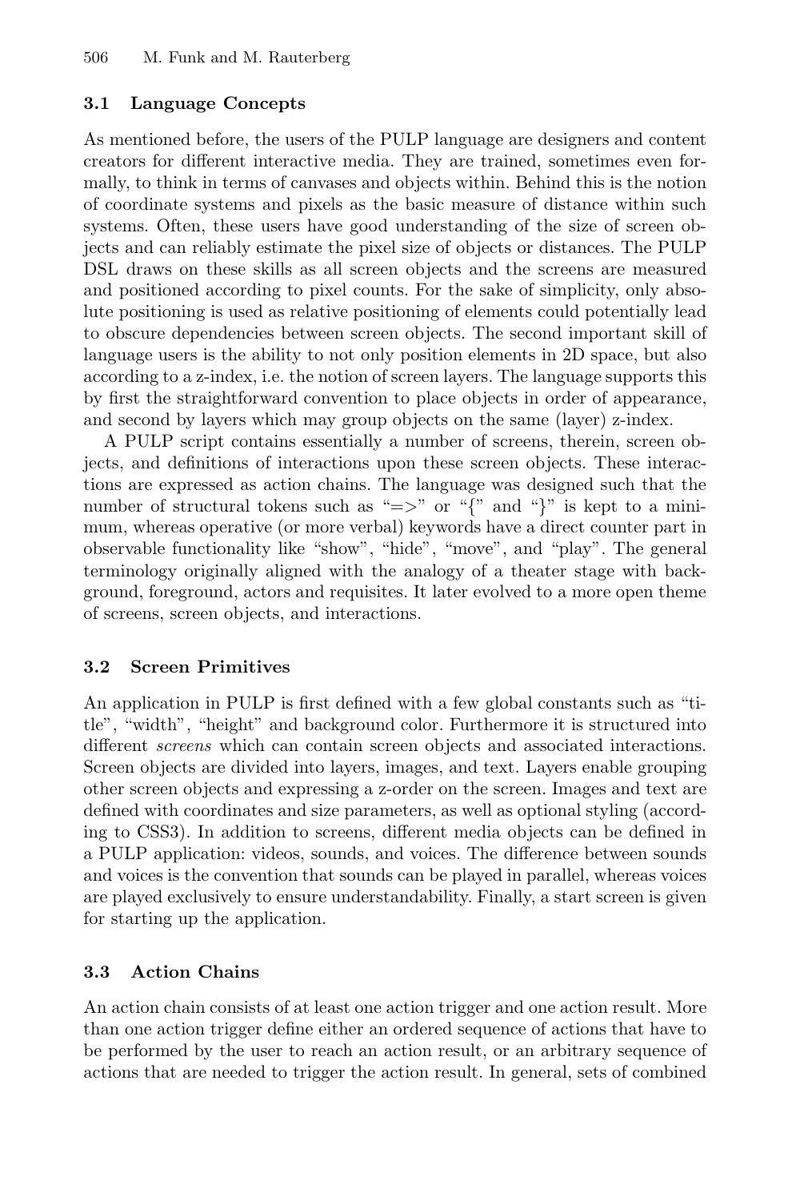### 3.1 Language Concepts

As mentioned before, the users of the PULP language are designers and content creators for different interactive media. They are trained, sometimes even formally, to think in terms of canvases and objects within. Behind this is the notion of coordinate systems and pixels as the basic measure of distance within such systems. Often, these users have good understanding of the size of screen objects and can reliably estimate the pixel size of objects or distances. The PULP DSL draws on these skills as all screen objects and the screens are measured and positioned according to pixel counts. For the sake of simplicity, only absolute positioning is used as relative positioning of elements could potentially lead to obscure dependencies between screen objects. The second important skill of language users is the ability to not only position elements in 2D space, but also according to a z-index, i.e. the notion of screen layers. The language supports this by first the straightforward convention to place objects in order of appearance, and second by layers which may group objects on the same (layer) z-index.

A PULP script contains essentially a number of screens, therein, screen objects, and definitions of interactions upon these screen objects. These interactions are expressed as action chains. The language was designed such that the number of structural tokens such as "=>" or "{" and "}" is kept to a minimum, whereas operative (or more verbal) keywords have a direct counter part in observable functionality like "show", "hide", "move", and "play". The general terminology originally aligned with the analogy of a theater stage with background, foreground, actors and requisites. It later evolved to a more open theme of screens, screen objects, and interactions.

### 3.2 Screen Primitives

An application in PULP is first defined with a few global constants such as "title", "width", "height" and background color. Furthermore it is structured into different *screens* which can contain screen objects and associated interactions. Screen objects are divided into layers, images, and text. Layers enable grouping other screen objects and expressing a z-order on the screen. Images and text are defined with coordinates and size parameters, as well as optional styling (according to CSS3). In addition to screens, different media objects can be defined in a PULP application: videos, sounds, and voices. The difference between sounds and voices is the convention that sounds can be played in parallel, whereas voices are played exclusively to ensure understandability. Finally, a start screen is given for starting up the application.

### 3.3 Action Chains

An action chain consists of at least one action trigger and one action result. More than one action trigger define either an ordered sequence of actions that have to be performed by the user to reach an action result, or an arbitrary sequence of actions that are needed to trigger the action result. In general, sets of combined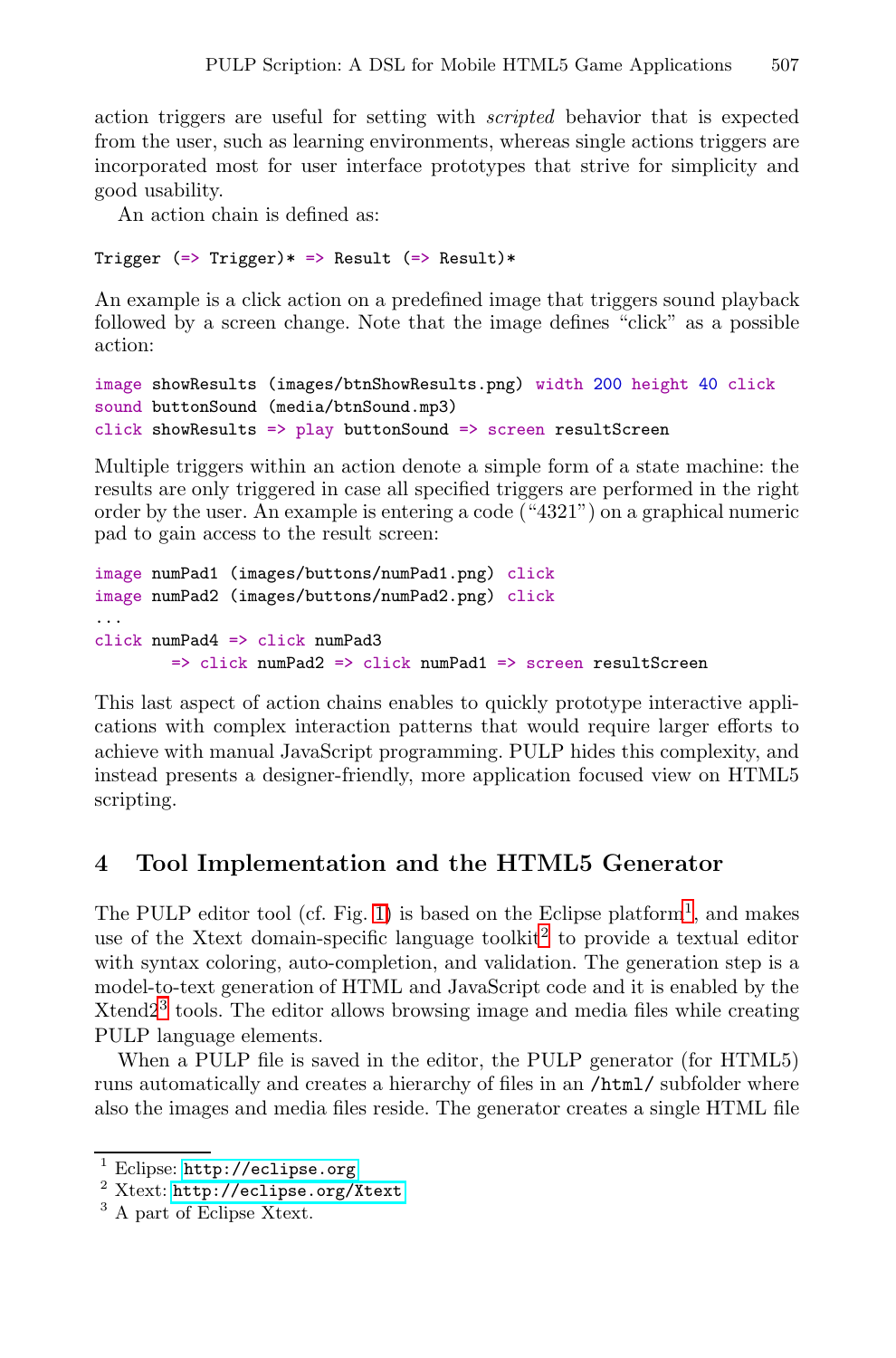action triggers are useful for setting with *scripted* behavior that is expected from the user, such as learning environments, whereas single actions triggers are incorporated most for user interface prototypes that strive for simplicity and good usability.

An action chain is defined as:

```
Trigger (=> Trigger)* => Result (=> Result)*
```

An example is a click action on a predefined image that triggers sound playback followed by a screen change. Note that the image defines "click" as a possible action:

```
image showResults (images/btnShowResults.png) width 200 height 40 click
sound buttonSound (media/btnSound.mp3)
click showResults => play buttonSound => screen resultScreen
```

Multiple triggers within an action denote a simple form of a state machine: the results are only triggered in case all specified triggers are performed in the right order by the user. An example is entering a code ("4321") on a graphical numeric pad to gain access to the result screen:

```
image numPad1 (images/buttons/numPad1.png) click
image numPad2 (images/buttons/numPad2.png) click
...
click numPad4 => click numPad3
        => click numPad2 => click numPad1 => screen resultScreen
```

This last aspect of action chains enables to quickly prototype interactive applications with complex interaction patterns that would require larger efforts to achieve with manual JavaScript programming. PULP hides this complexity, and instead presents a designer-friendly, more application focused view on HTML5 scripting.

## 4 Tool Implementation and the HTML5 Generator

The PULP editor tool (cf. Fig. 1) is based on the Eclipse platform[1], and makes use of the Xtext domain-specific language toolkit[2] to provide a textual editor with syntax coloring, auto-completion, and validation. The generation step is a model-to-text generation of HTML and JavaScript code and it is enabled by the Xtend2[3] tools. The editor allows browsing image and media files while creating PULP language elements.

When a PULP file is saved in the editor, the PULP generator (for HTML5) runs automatically and creates a hierarchy of files in an `/html/` subfolder where also the images and media files reside. The generator creates a single HTML file

[1] Eclipse: http://eclipse.org

[2] Xtext: http://eclipse.org/Xtext

[3] A part of Eclipse Xtext.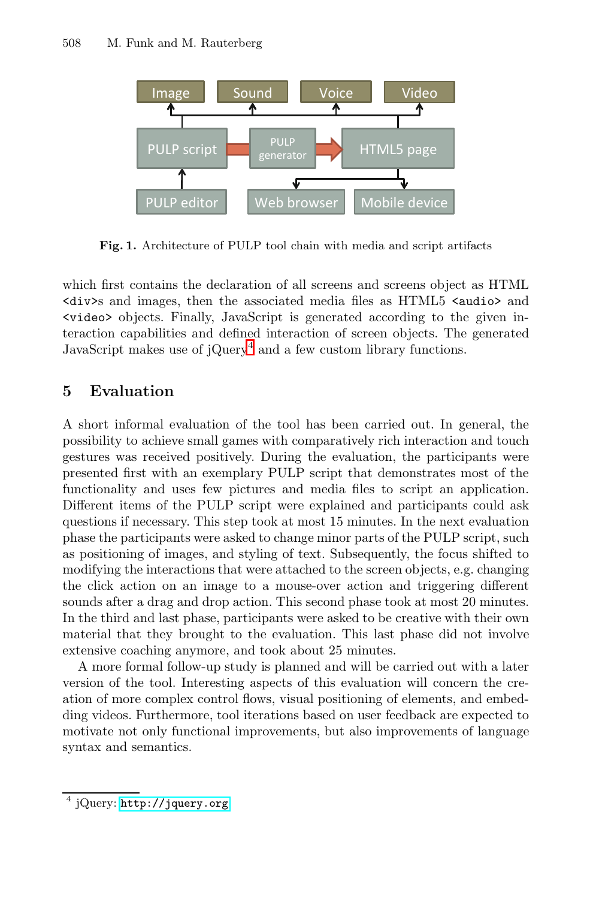**Fig. 1.** Architecture of PULP tool chain with media and script artifacts

which first contains the declaration of all screens and screens object as HTML `<div>`s and images, then the associated media files as HTML5 `<audio>` and `<video>` objects. Finally, JavaScript is generated according to the given interaction capabilities and defined interaction of screen objects. The generated JavaScript makes use of jQuery[4] and a few custom library functions.

## 5 Evaluation

A short informal evaluation of the tool has been carried out. In general, the possibility to achieve small games with comparatively rich interaction and touch gestures was received positively. During the evaluation, the participants were presented first with an exemplary PULP script that demonstrates most of the functionality and uses few pictures and media files to script an application. Different items of the PULP script were explained and participants could ask questions if necessary. This step took at most 15 minutes. In the next evaluation phase the participants were asked to change minor parts of the PULP script, such as positioning of images, and styling of text. Subsequently, the focus shifted to modifying the interactions that were attached to the screen objects, e.g. changing the click action on an image to a mouse-over action and triggering different sounds after a drag and drop action. This second phase took at most 20 minutes. In the third and last phase, participants were asked to be creative with their own material that they brought to the evaluation. This last phase did not involve extensive coaching anymore, and took about 25 minutes.

A more formal follow-up study is planned and will be carried out with a later version of the tool. Interesting aspects of this evaluation will concern the creation of more complex control flows, visual positioning of elements, and embedding videos. Furthermore, tool iterations based on user feedback are expected to motivate not only functional improvements, but also improvements of language syntax and semantics.

[4] jQuery: `http://jquery.org`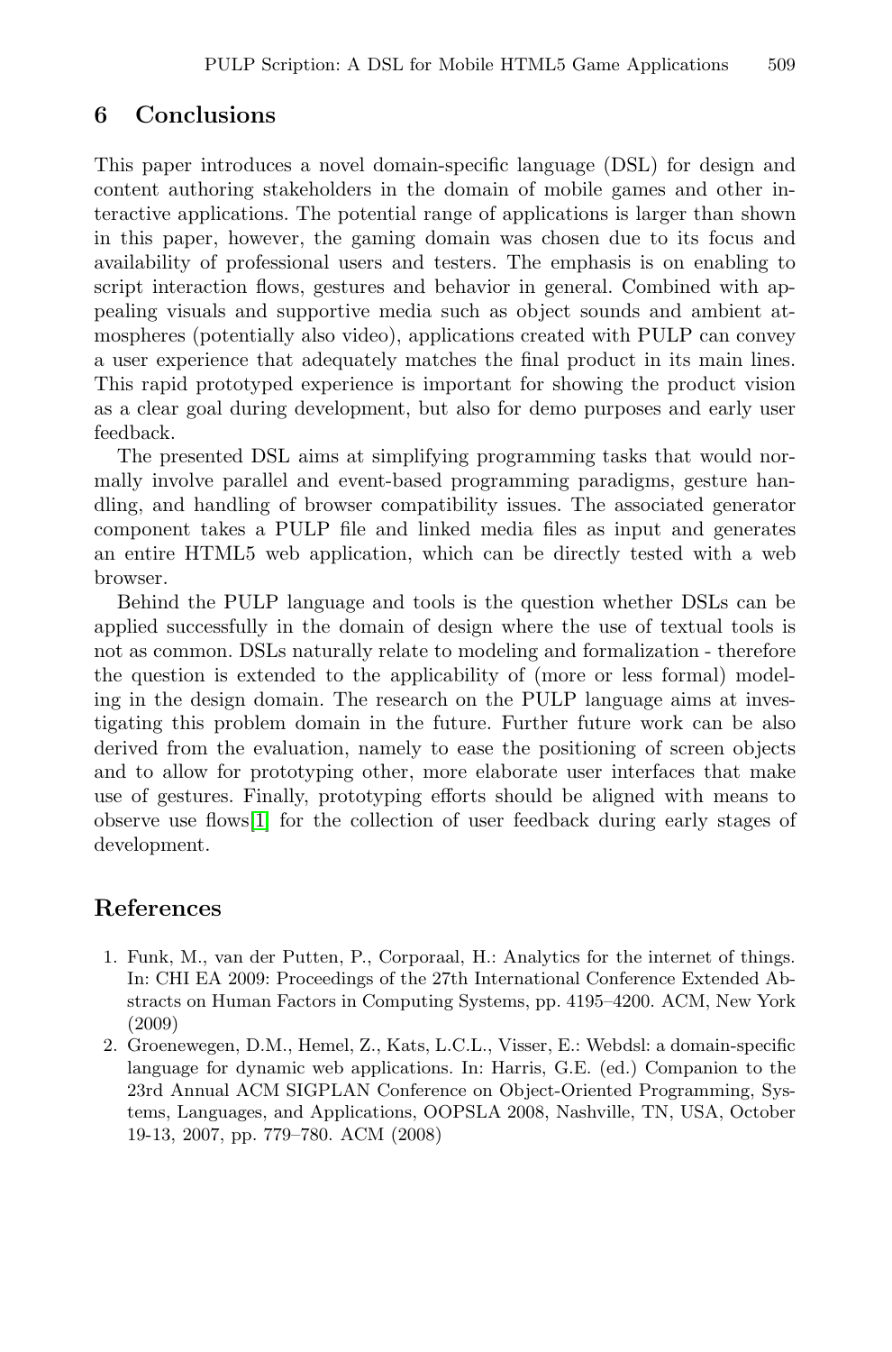## 6 Conclusions

This paper introduces a novel domain-specific language (DSL) for design and content authoring stakeholders in the domain of mobile games and other interactive applications. The potential range of applications is larger than shown in this paper, however, the gaming domain was chosen due to its focus and availability of professional users and testers. The emphasis is on enabling to script interaction flows, gestures and behavior in general. Combined with appealing visuals and supportive media such as object sounds and ambient atmospheres (potentially also video), applications created with PULP can convey a user experience that adequately matches the final product in its main lines. This rapid prototyped experience is important for showing the product vision as a clear goal during development, but also for demo purposes and early user feedback.

The presented DSL aims at simplifying programming tasks that would normally involve parallel and event-based programming paradigms, gesture handling, and handling of browser compatibility issues. The associated generator component takes a PULP file and linked media files as input and generates an entire HTML5 web application, which can be directly tested with a web browser.

Behind the PULP language and tools is the question whether DSLs can be applied successfully in the domain of design where the use of textual tools is not as common. DSLs naturally relate to modeling and formalization - therefore the question is extended to the applicability of (more or less formal) modeling in the design domain. The research on the PULP language aims at investigating this problem domain in the future. Further future work can be also derived from the evaluation, namely to ease the positioning of screen objects and to allow for prototyping other, more elaborate user interfaces that make use of gestures. Finally, prototyping efforts should be aligned with means to observe use flows[1] for the collection of user feedback during early stages of development.

## References

1. Funk, M., van der Putten, P., Corporaal, H.: Analytics for the internet of things. In: CHI EA 2009: Proceedings of the 27th International Conference Extended Abstracts on Human Factors in Computing Systems, pp. 4195–4200. ACM, New York (2009)
2. Groenewegen, D.M., Hemel, Z., Kats, L.C.L., Visser, E.: Webdsl: a domain-specific language for dynamic web applications. In: Harris, G.E. (ed.) Companion to the 23rd Annual ACM SIGPLAN Conference on Object-Oriented Programming, Systems, Languages, and Applications, OOPSLA 2008, Nashville, TN, USA, October 19-13, 2007, pp. 779–780. ACM (2008)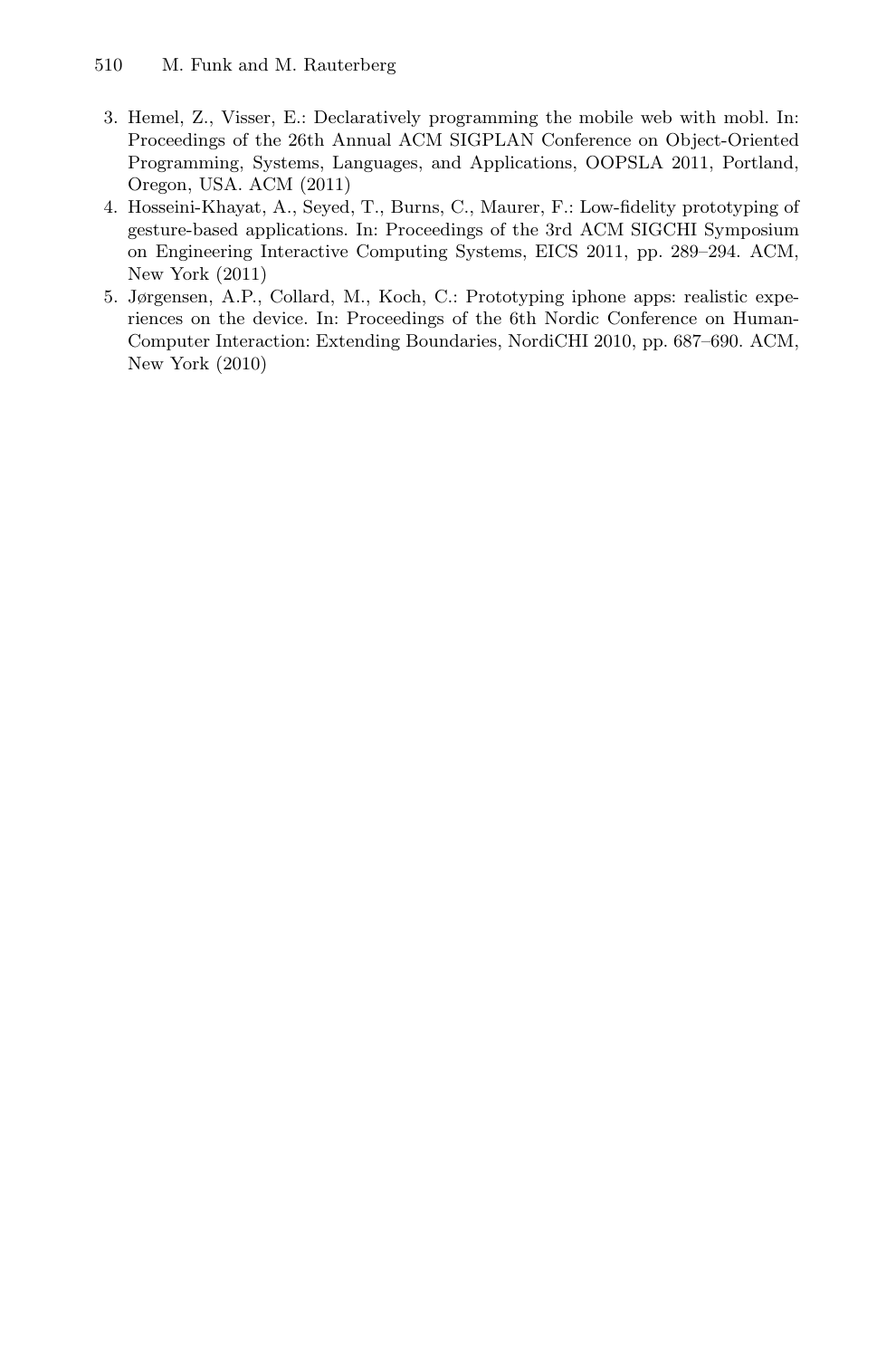3. Hemel, Z., Visser, E.: Declaratively programming the mobile web with mobl. In: Proceedings of the 26th Annual ACM SIGPLAN Conference on Object-Oriented Programming, Systems, Languages, and Applications, OOPSLA 2011, Portland, Oregon, USA. ACM (2011)
4. Hosseini-Khayat, A., Seyed, T., Burns, C., Maurer, F.: Low-fidelity prototyping of gesture-based applications. In: Proceedings of the 3rd ACM SIGCHI Symposium on Engineering Interactive Computing Systems, EICS 2011, pp. 289–294. ACM, New York (2011)
5. Jørgensen, A.P., Collard, M., Koch, C.: Prototyping iphone apps: realistic experiences on the device. In: Proceedings of the 6th Nordic Conference on Human-Computer Interaction: Extending Boundaries, NordiCHI 2010, pp. 687–690. ACM, New York (2010)